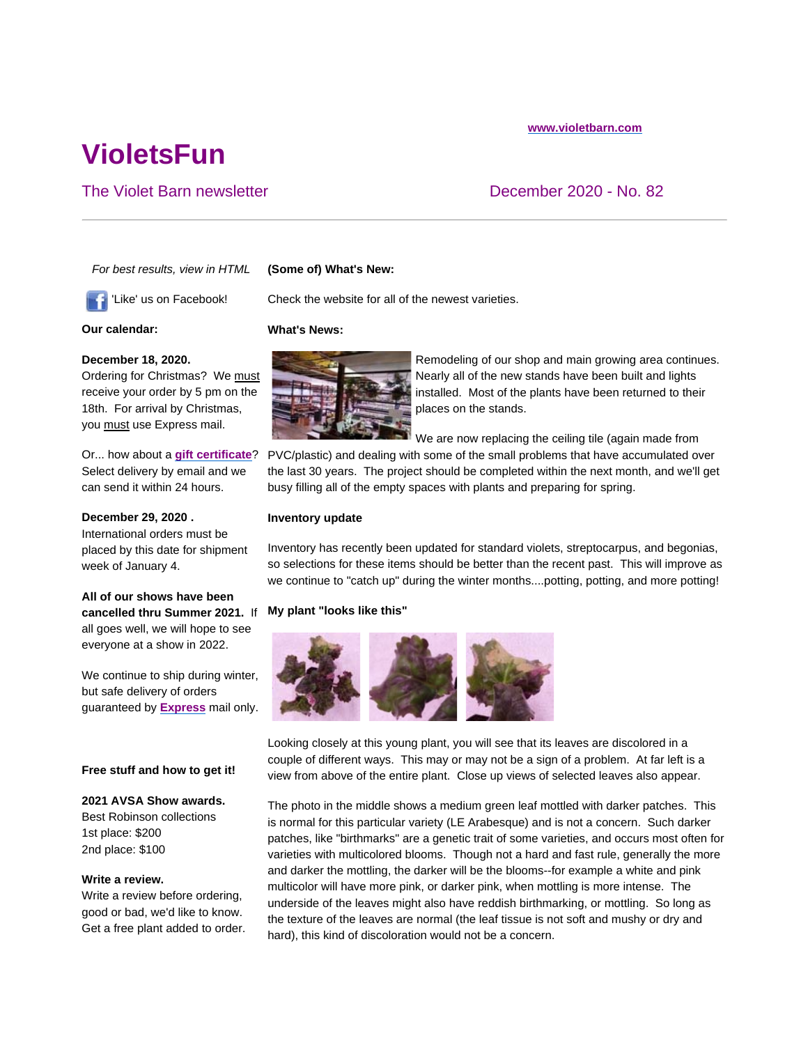www.violetbarn.com

# VioletsFun

## The Violet Barn newsletter

December 2020 - No. 82

---

*For best results, view in HTML*

'Like' us on Facebook!

**Our calendar:**

**December 18, 2020.**
Ordering for Christmas? We must receive your order by 5 pm on the 18th. For arrival by Christmas, you must use Express mail.

Or... how about a **gift certificate**? Select delivery by email and we can send it within 24 hours.

**December 29, 2020 .**
International orders must be placed by this date for shipment week of January 4.

**All of our shows have been cancelled thru Summer 2021.** If all goes well, we will hope to see everyone at a show in 2022.

We continue to ship during winter, but safe delivery of orders guaranteed by **Express** mail only.

**Free stuff and how to get it!**

**2021 AVSA Show awards.**
Best Robinson collections
1st place: $200
2nd place: $100

**Write a review.**
Write a review before ordering, good or bad, we'd like to know. Get a free plant added to order.

**(Some of) What's New:**

Check the website for all of the newest varieties.

**What's News:**

Remodeling of our shop and main growing area continues. Nearly all of the new stands have been built and lights installed. Most of the plants have been returned to their places on the stands.

We are now replacing the ceiling tile (again made from PVC/plastic) and dealing with some of the small problems that have accumulated over the last 30 years. The project should be completed within the next month, and we'll get busy filling all of the empty spaces with plants and preparing for spring.

**Inventory update**

Inventory has recently been updated for standard violets, streptocarpus, and begonias, so selections for these items should be better than the recent past. This will improve as we continue to "catch up" during the winter months....potting, potting, and more potting!

**My plant "looks like this"**

Looking closely at this young plant, you will see that its leaves are discolored in a couple of different ways. This may or may not be a sign of a problem. At far left is a view from above of the entire plant. Close up views of selected leaves also appear.

The photo in the middle shows a medium green leaf mottled with darker patches. This is normal for this particular variety (LE Arabesque) and is not a concern. Such darker patches, like "birthmarks" are a genetic trait of some varieties, and occurs most often for varieties with multicolored blooms. Though not a hard and fast rule, generally the more and darker the mottling, the darker will be the blooms--for example a white and pink multicolor will have more pink, or darker pink, when mottling is more intense. The underside of the leaves might also have reddish birthmarking, or mottling. So long as the texture of the leaves are normal (the leaf tissue is not soft and mushy or dry and hard), this kind of discoloration would not be a concern.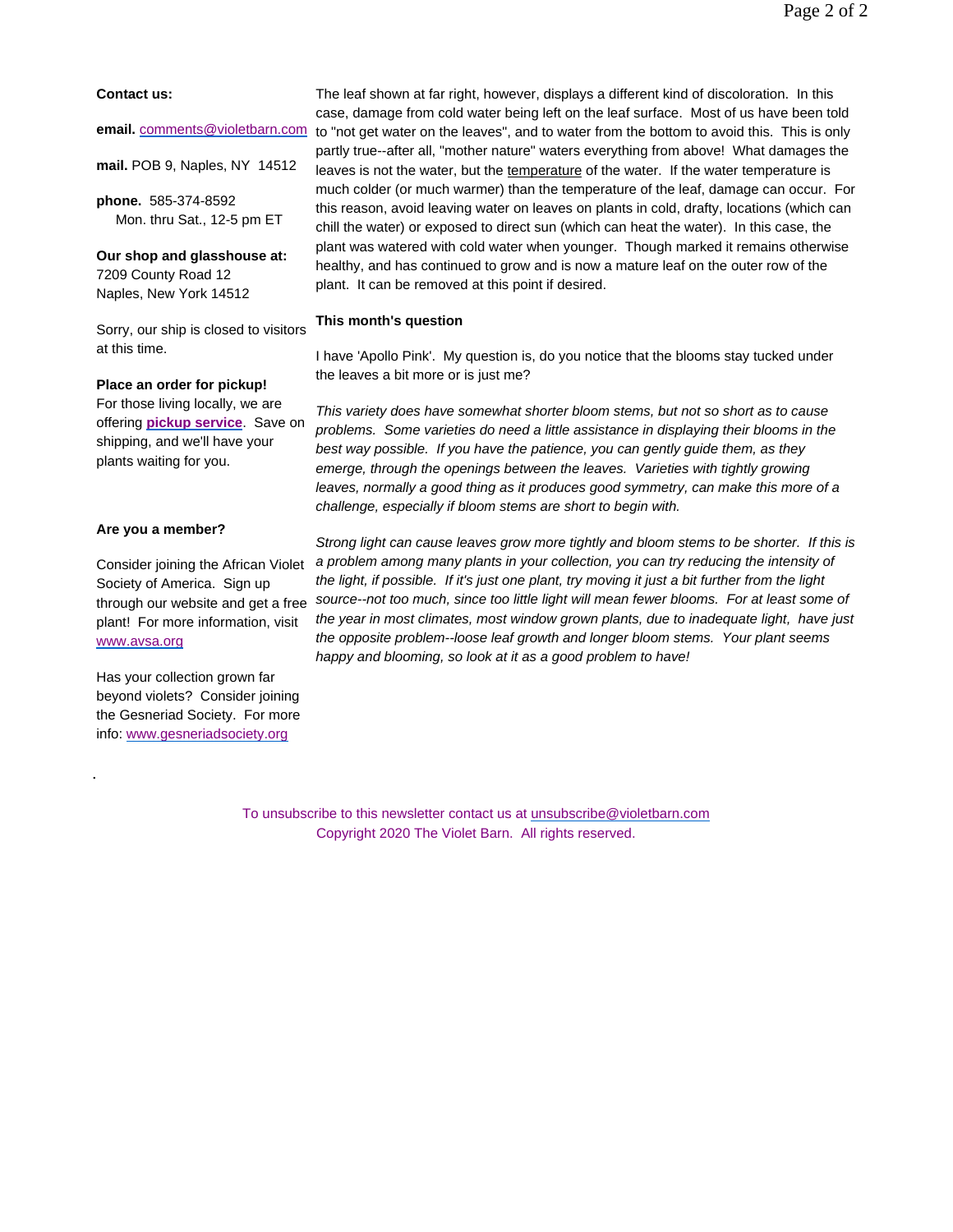**Contact us:**

**email.** comments@violetbarn.com

**mail.** POB 9, Naples, NY 14512

**phone.** 585-374-8592
Mon. thru Sat., 12-5 pm ET

**Our shop and glasshouse at:**
7209 County Road 12
Naples, New York 14512

Sorry, our ship is closed to visitors at this time.

**Place an order for pickup!**
For those living locally, we are offering **pickup service**. Save on shipping, and we'll have your plants waiting for you.

**Are you a member?**

Consider joining the African Violet Society of America. Sign up through our website and get a free plant! For more information, visit www.avsa.org

Has your collection grown far beyond violets? Consider joining the Gesneriad Society. For more info: www.gesneriadsociety.org

.

The leaf shown at far right, however, displays a different kind of discoloration. In this case, damage from cold water being left on the leaf surface. Most of us have been told to "not get water on the leaves", and to water from the bottom to avoid this. This is only partly true--after all, "mother nature" waters everything from above! What damages the leaves is not the water, but the temperature of the water. If the water temperature is much colder (or much warmer) than the temperature of the leaf, damage can occur. For this reason, avoid leaving water on leaves on plants in cold, drafty, locations (which can chill the water) or exposed to direct sun (which can heat the water). In this case, the plant was watered with cold water when younger. Though marked it remains otherwise healthy, and has continued to grow and is now a mature leaf on the outer row of the plant. It can be removed at this point if desired.

**This month's question**

I have 'Apollo Pink'. My question is, do you notice that the blooms stay tucked under the leaves a bit more or is just me?

*This variety does have somewhat shorter bloom stems, but not so short as to cause problems. Some varieties do need a little assistance in displaying their blooms in the best way possible. If you have the patience, you can gently guide them, as they emerge, through the openings between the leaves. Varieties with tightly growing leaves, normally a good thing as it produces good symmetry, can make this more of a challenge, especially if bloom stems are short to begin with.*

*Strong light can cause leaves grow more tightly and bloom stems to be shorter. If this is a problem among many plants in your collection, you can try reducing the intensity of the light, if possible. If it's just one plant, try moving it just a bit further from the light source--not too much, since too little light will mean fewer blooms. For at least some of the year in most climates, most window grown plants, due to inadequate light, have just the opposite problem--loose leaf growth and longer bloom stems. Your plant seems happy and blooming, so look at it as a good problem to have!*

To unsubscribe to this newsletter contact us at unsubscribe@violetbarn.com
Copyright 2020 The Violet Barn. All rights reserved.